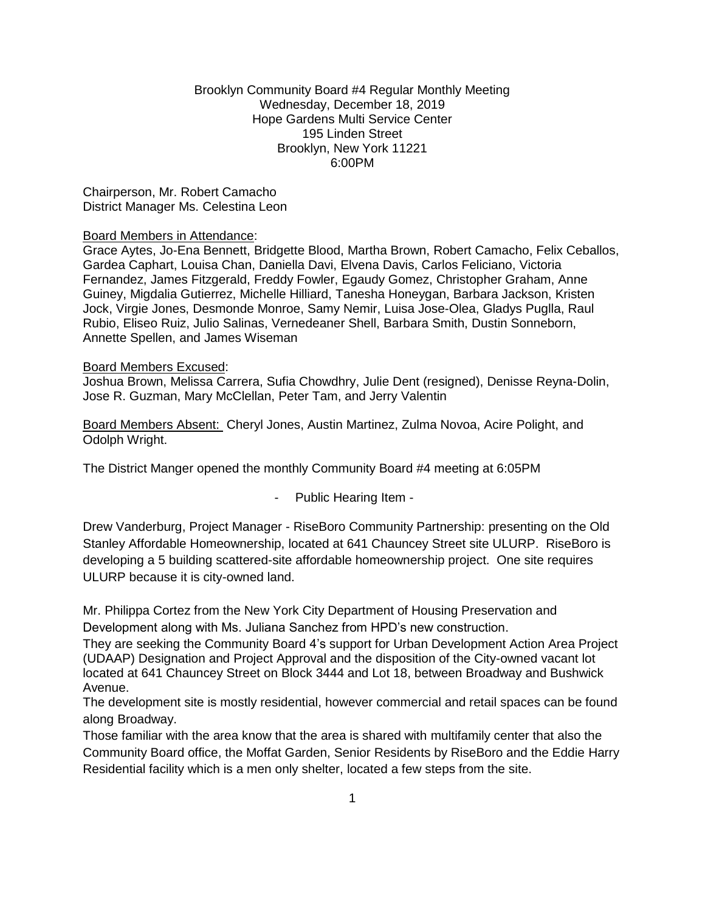Brooklyn Community Board #4 Regular Monthly Meeting
Wednesday, December 18, 2019
Hope Gardens Multi Service Center
195 Linden Street
Brooklyn, New York 11221
6:00PM

Chairperson, Mr. Robert Camacho
District Manager Ms. Celestina Leon

<u>Board Members in Attendance</u>:
Grace Aytes, Jo-Ena Bennett, Bridgette Blood, Martha Brown, Robert Camacho, Felix Ceballos, Gardea Caphart, Louisa Chan, Daniella Davi, Elvena Davis, Carlos Feliciano, Victoria Fernandez, James Fitzgerald, Freddy Fowler, Egaudy Gomez, Christopher Graham, Anne Guiney, Migdalia Gutierrez, Michelle Hilliard, Tanesha Honeygan, Barbara Jackson, Kristen Jock, Virgie Jones, Desmonde Monroe, Samy Nemir, Luisa Jose-Olea, Gladys Puglla, Raul Rubio, Eliseo Ruiz, Julio Salinas, Vernedeaner Shell, Barbara Smith, Dustin Sonneborn, Annette Spellen, and James Wiseman

<u>Board Members Excused</u>:
Joshua Brown, Melissa Carrera, Sufia Chowdhry, Julie Dent (resigned), Denisse Reyna-Dolin, Jose R. Guzman, Mary McClellan, Peter Tam, and Jerry Valentin

<u>Board Members Absent:</u> Cheryl Jones, Austin Martinez, Zulma Novoa, Acire Polight, and Odolph Wright.

The District Manger opened the monthly Community Board #4 meeting at 6:05PM

- Public Hearing Item -

Drew Vanderburg, Project Manager - RiseBoro Community Partnership: presenting on the Old Stanley Affordable Homeownership, located at 641 Chauncey Street site ULURP. RiseBoro is developing a 5 building scattered-site affordable homeownership project. One site requires ULURP because it is city-owned land.

Mr. Philippa Cortez from the New York City Department of Housing Preservation and Development along with Ms. Juliana Sanchez from HPD's new construction.

They are seeking the Community Board 4's support for Urban Development Action Area Project (UDAAP) Designation and Project Approval and the disposition of the City-owned vacant lot located at 641 Chauncey Street on Block 3444 and Lot 18, between Broadway and Bushwick Avenue.

The development site is mostly residential, however commercial and retail spaces can be found along Broadway.

Those familiar with the area know that the area is shared with multifamily center that also the Community Board office, the Moffat Garden, Senior Residents by RiseBoro and the Eddie Harry Residential facility which is a men only shelter, located a few steps from the site.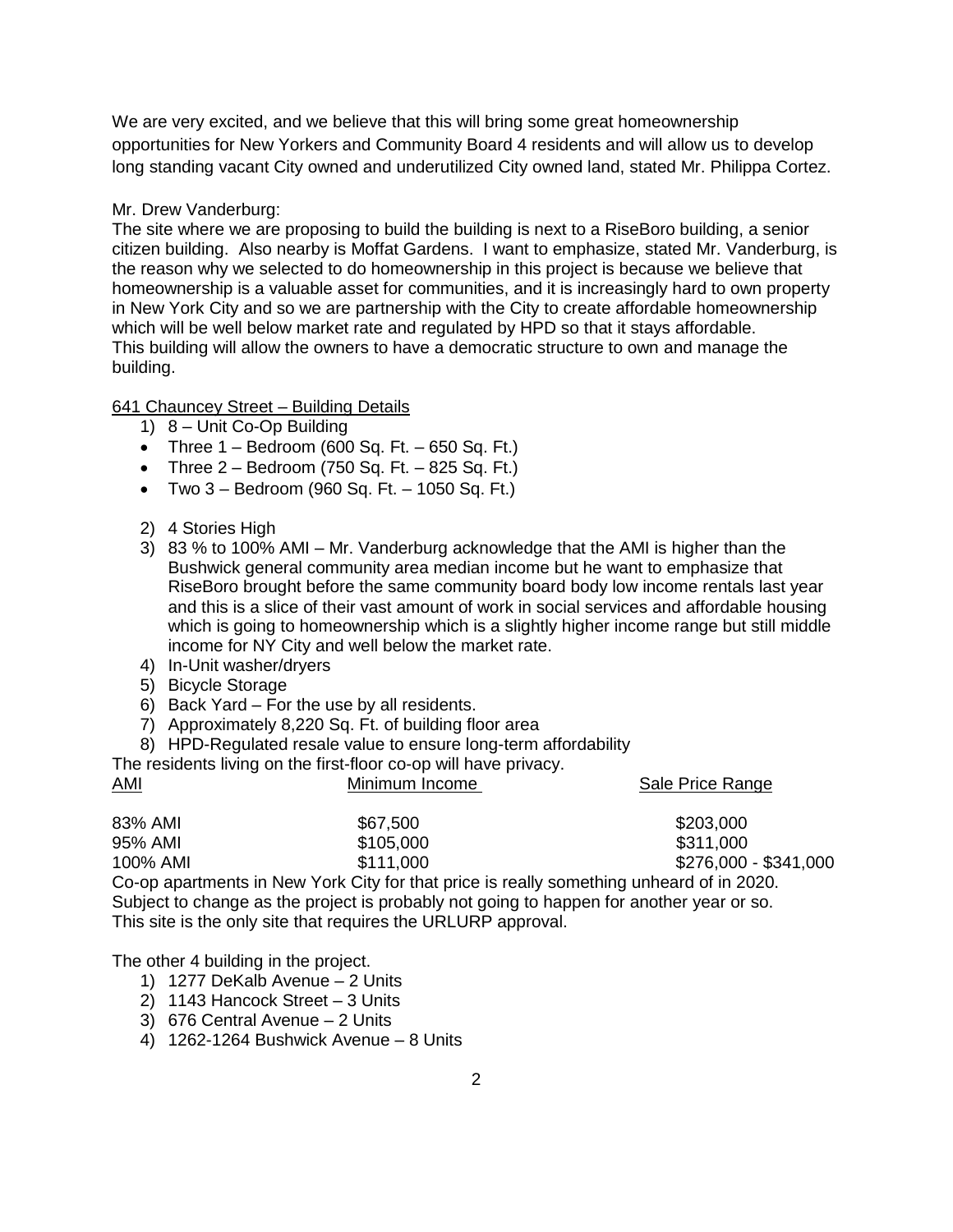We are very excited, and we believe that this will bring some great homeownership opportunities for New Yorkers and Community Board 4 residents and will allow us to develop long standing vacant City owned and underutilized City owned land, stated Mr. Philippa Cortez.

Mr. Drew Vanderburg:
The site where we are proposing to build the building is next to a RiseBoro building, a senior citizen building. Also nearby is Moffat Gardens. I want to emphasize, stated Mr. Vanderburg, is the reason why we selected to do homeownership in this project is because we believe that homeownership is a valuable asset for communities, and it is increasingly hard to own property in New York City and so we are partnership with the City to create affordable homeownership which will be well below market rate and regulated by HPD so that it stays affordable. This building will allow the owners to have a democratic structure to own and manage the building.

<u>641 Chauncey Street – Building Details</u>

1) 8 – Unit Co-Op Building
   - Three 1 – Bedroom (600 Sq. Ft. – 650 Sq. Ft.)
   - Three 2 – Bedroom (750 Sq. Ft. – 825 Sq. Ft.)
   - Two 3 – Bedroom (960 Sq. Ft. – 1050 Sq. Ft.)
2) 4 Stories High
3) 83 % to 100% AMI – Mr. Vanderburg acknowledge that the AMI is higher than the Bushwick general community area median income but he want to emphasize that RiseBoro brought before the same community board body low income rentals last year and this is a slice of their vast amount of work in social services and affordable housing which is going to homeownership which is a slightly higher income range but still middle income for NY City and well below the market rate.
4) In-Unit washer/dryers
5) Bicycle Storage
6) Back Yard – For the use by all residents.
7) Approximately 8,220 Sq. Ft. of building floor area
8) HPD-Regulated resale value to ensure long-term affordability

The residents living on the first-floor co-op will have privacy.

| AMI | Minimum Income | Sale Price Range |
|---|---|---|
| 83% AMI | $67,500 | $203,000 |
| 95% AMI | $105,000 | $311,000 |
| 100% AMI | $111,000 | $276,000 - $341,000 |

Co-op apartments in New York City for that price is really something unheard of in 2020. Subject to change as the project is probably not going to happen for another year or so. This site is the only site that requires the URLURP approval.

The other 4 building in the project.

1) 1277 DeKalb Avenue – 2 Units
2) 1143 Hancock Street – 3 Units
3) 676 Central Avenue – 2 Units
4) 1262-1264 Bushwick Avenue – 8 Units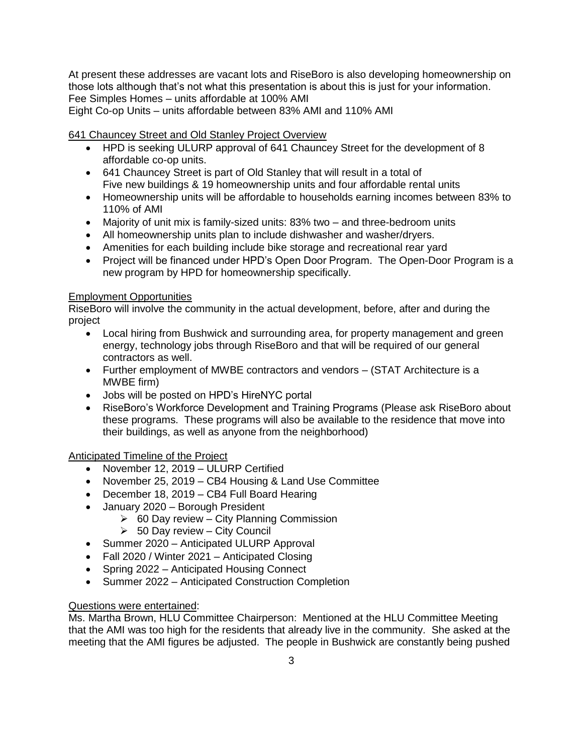At present these addresses are vacant lots and RiseBoro is also developing homeownership on those lots although that's not what this presentation is about this is just for your information.
Fee Simples Homes – units affordable at 100% AMI
Eight Co-op Units – units affordable between 83% AMI and 110% AMI

<u>641 Chauncey Street and Old Stanley Project Overview</u>

- HPD is seeking ULURP approval of 641 Chauncey Street for the development of 8 affordable co-op units.
- 641 Chauncey Street is part of Old Stanley that will result in a total of Five new buildings & 19 homeownership units and four affordable rental units
- Homeownership units will be affordable to households earning incomes between 83% to 110% of AMI
- Majority of unit mix is family-sized units: 83% two – and three-bedroom units
- All homeownership units plan to include dishwasher and washer/dryers.
- Amenities for each building include bike storage and recreational rear yard
- Project will be financed under HPD's Open Door Program. The Open-Door Program is a new program by HPD for homeownership specifically.

<u>Employment Opportunities</u>

RiseBoro will involve the community in the actual development, before, after and during the project

- Local hiring from Bushwick and surrounding area, for property management and green energy, technology jobs through RiseBoro and that will be required of our general contractors as well.
- Further employment of MWBE contractors and vendors – (STAT Architecture is a MWBE firm)
- Jobs will be posted on HPD's HireNYC portal
- RiseBoro's Workforce Development and Training Programs (Please ask RiseBoro about these programs. These programs will also be available to the residence that move into their buildings, as well as anyone from the neighborhood)

<u>Anticipated Timeline of the Project</u>

- November 12, 2019 – ULURP Certified
- November 25, 2019 – CB4 Housing & Land Use Committee
- December 18, 2019 – CB4 Full Board Hearing
- January 2020 – Borough President
  - 60 Day review – City Planning Commission
  - 50 Day review – City Council
- Summer 2020 – Anticipated ULURP Approval
- Fall 2020 / Winter 2021 – Anticipated Closing
- Spring 2022 – Anticipated Housing Connect
- Summer 2022 – Anticipated Construction Completion

<u>Questions were entertained</u>:

Ms. Martha Brown, HLU Committee Chairperson: Mentioned at the HLU Committee Meeting that the AMI was too high for the residents that already live in the community. She asked at the meeting that the AMI figures be adjusted. The people in Bushwick are constantly being pushed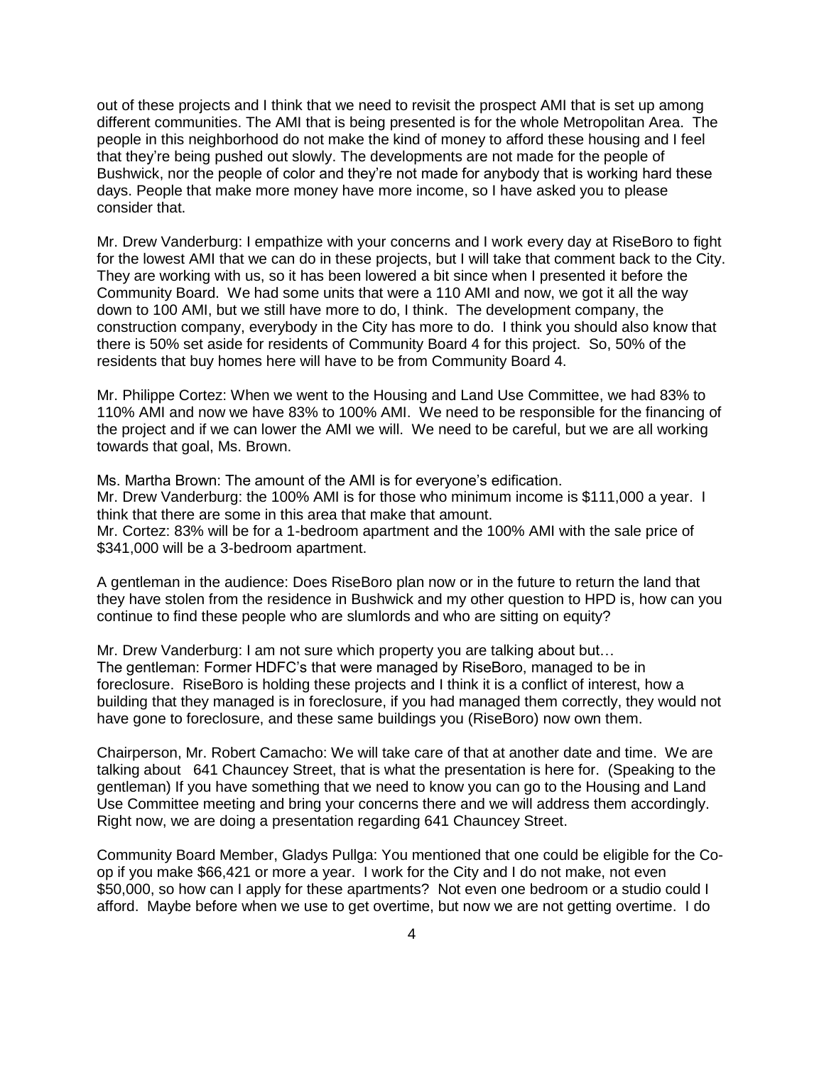out of these projects and I think that we need to revisit the prospect AMI that is set up among different communities. The AMI that is being presented is for the whole Metropolitan Area. The people in this neighborhood do not make the kind of money to afford these housing and I feel that they're being pushed out slowly. The developments are not made for the people of Bushwick, nor the people of color and they're not made for anybody that is working hard these days. People that make more money have more income, so I have asked you to please consider that.

Mr. Drew Vanderburg: I empathize with your concerns and I work every day at RiseBoro to fight for the lowest AMI that we can do in these projects, but I will take that comment back to the City. They are working with us, so it has been lowered a bit since when I presented it before the Community Board. We had some units that were a 110 AMI and now, we got it all the way down to 100 AMI, but we still have more to do, I think. The development company, the construction company, everybody in the City has more to do. I think you should also know that there is 50% set aside for residents of Community Board 4 for this project. So, 50% of the residents that buy homes here will have to be from Community Board 4.

Mr. Philippe Cortez: When we went to the Housing and Land Use Committee, we had 83% to 110% AMI and now we have 83% to 100% AMI. We need to be responsible for the financing of the project and if we can lower the AMI we will. We need to be careful, but we are all working towards that goal, Ms. Brown.

Ms. Martha Brown: The amount of the AMI is for everyone's edification.
Mr. Drew Vanderburg: the 100% AMI is for those who minimum income is $111,000 a year. I think that there are some in this area that make that amount.
Mr. Cortez: 83% will be for a 1-bedroom apartment and the 100% AMI with the sale price of $341,000 will be a 3-bedroom apartment.

A gentleman in the audience: Does RiseBoro plan now or in the future to return the land that they have stolen from the residence in Bushwick and my other question to HPD is, how can you continue to find these people who are slumlords and who are sitting on equity?

Mr. Drew Vanderburg: I am not sure which property you are talking about but…
The gentleman: Former HDFC's that were managed by RiseBoro, managed to be in foreclosure. RiseBoro is holding these projects and I think it is a conflict of interest, how a building that they managed is in foreclosure, if you had managed them correctly, they would not have gone to foreclosure, and these same buildings you (RiseBoro) now own them.

Chairperson, Mr. Robert Camacho: We will take care of that at another date and time. We are talking about 641 Chauncey Street, that is what the presentation is here for. (Speaking to the gentleman) If you have something that we need to know you can go to the Housing and Land Use Committee meeting and bring your concerns there and we will address them accordingly. Right now, we are doing a presentation regarding 641 Chauncey Street.

Community Board Member, Gladys Pullga: You mentioned that one could be eligible for the Co-op if you make $66,421 or more a year. I work for the City and I do not make, not even $50,000, so how can I apply for these apartments? Not even one bedroom or a studio could I afford. Maybe before when we use to get overtime, but now we are not getting overtime. I do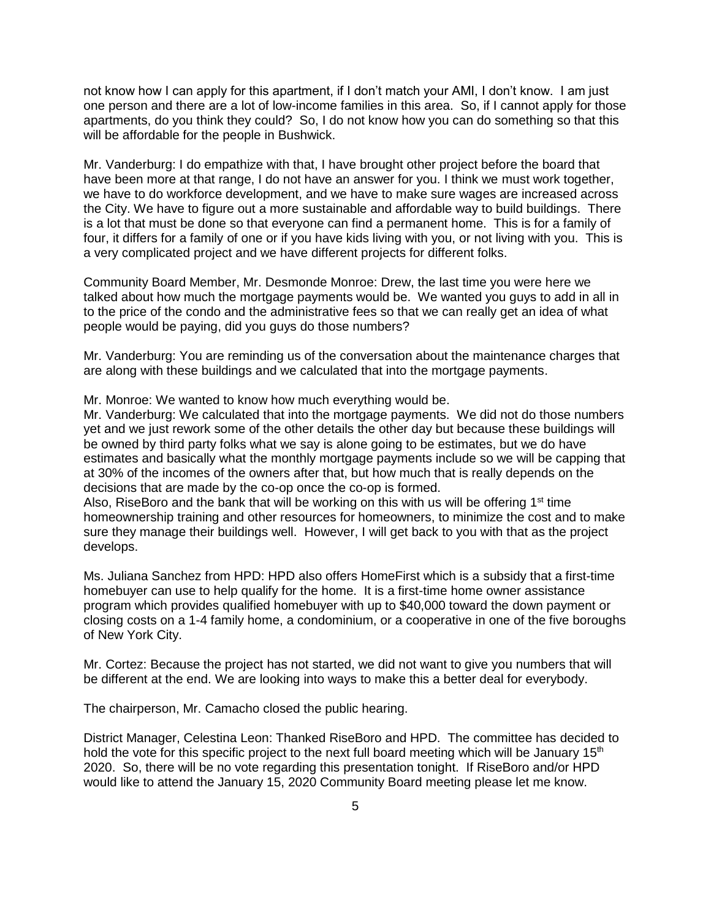not know how I can apply for this apartment, if I don't match your AMI, I don't know. I am just one person and there are a lot of low-income families in this area. So, if I cannot apply for those apartments, do you think they could? So, I do not know how you can do something so that this will be affordable for the people in Bushwick.

Mr. Vanderburg: I do empathize with that, I have brought other project before the board that have been more at that range, I do not have an answer for you. I think we must work together, we have to do workforce development, and we have to make sure wages are increased across the City. We have to figure out a more sustainable and affordable way to build buildings. There is a lot that must be done so that everyone can find a permanent home. This is for a family of four, it differs for a family of one or if you have kids living with you, or not living with you. This is a very complicated project and we have different projects for different folks.

Community Board Member, Mr. Desmonde Monroe: Drew, the last time you were here we talked about how much the mortgage payments would be. We wanted you guys to add in all in to the price of the condo and the administrative fees so that we can really get an idea of what people would be paying, did you guys do those numbers?

Mr. Vanderburg: You are reminding us of the conversation about the maintenance charges that are along with these buildings and we calculated that into the mortgage payments.

Mr. Monroe: We wanted to know how much everything would be.
Mr. Vanderburg: We calculated that into the mortgage payments. We did not do those numbers yet and we just rework some of the other details the other day but because these buildings will be owned by third party folks what we say is alone going to be estimates, but we do have estimates and basically what the monthly mortgage payments include so we will be capping that at 30% of the incomes of the owners after that, but how much that is really depends on the decisions that are made by the co-op once the co-op is formed.
Also, RiseBoro and the bank that will be working on this with us will be offering 1st time homeownership training and other resources for homeowners, to minimize the cost and to make sure they manage their buildings well. However, I will get back to you with that as the project develops.

Ms. Juliana Sanchez from HPD: HPD also offers HomeFirst which is a subsidy that a first-time homebuyer can use to help qualify for the home. It is a first-time home owner assistance program which provides qualified homebuyer with up to $40,000 toward the down payment or closing costs on a 1-4 family home, a condominium, or a cooperative in one of the five boroughs of New York City.

Mr. Cortez: Because the project has not started, we did not want to give you numbers that will be different at the end. We are looking into ways to make this a better deal for everybody.

The chairperson, Mr. Camacho closed the public hearing.

District Manager, Celestina Leon: Thanked RiseBoro and HPD. The committee has decided to hold the vote for this specific project to the next full board meeting which will be January 15th 2020. So, there will be no vote regarding this presentation tonight. If RiseBoro and/or HPD would like to attend the January 15, 2020 Community Board meeting please let me know.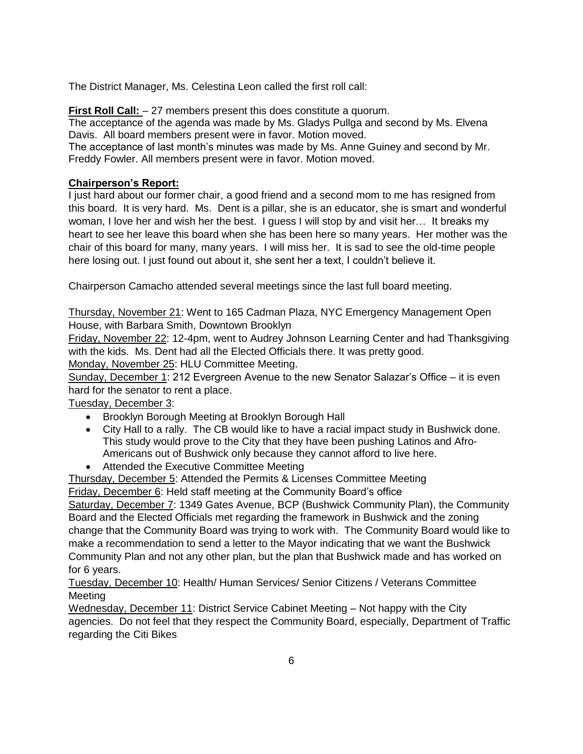The District Manager, Ms. Celestina Leon called the first roll call:

**<u>First Roll Call:</u>** – 27 members present this does constitute a quorum.
The acceptance of the agenda was made by Ms. Gladys Pullga and second by Ms. Elvena Davis. All board members present were in favor. Motion moved.
The acceptance of last month's minutes was made by Ms. Anne Guiney and second by Mr. Freddy Fowler. All members present were in favor. Motion moved.

**<u>Chairperson's Report:</u>**
I just hard about our former chair, a good friend and a second mom to me has resigned from this board. It is very hard. Ms. Dent is a pillar, she is an educator, she is smart and wonderful woman, I love her and wish her the best. I guess I will stop by and visit her… It breaks my heart to see her leave this board when she has been here so many years. Her mother was the chair of this board for many, many years. I will miss her. It is sad to see the old-time people here losing out. I just found out about it, she sent her a text, I couldn't believe it.

Chairperson Camacho attended several meetings since the last full board meeting.

<u>Thursday, November 21</u>: Went to 165 Cadman Plaza, NYC Emergency Management Open House, with Barbara Smith, Downtown Brooklyn
<u>Friday, November 22</u>: 12-4pm, went to Audrey Johnson Learning Center and had Thanksgiving with the kids. Ms. Dent had all the Elected Officials there. It was pretty good.
<u>Monday, November 25</u>: HLU Committee Meeting.
<u>Sunday, December 1</u>: 212 Evergreen Avenue to the new Senator Salazar's Office – it is even hard for the senator to rent a place.
<u>Tuesday, December 3</u>:

- Brooklyn Borough Meeting at Brooklyn Borough Hall
- City Hall to a rally. The CB would like to have a racial impact study in Bushwick done. This study would prove to the City that they have been pushing Latinos and Afro-Americans out of Bushwick only because they cannot afford to live here.
- Attended the Executive Committee Meeting

<u>Thursday, December 5</u>: Attended the Permits & Licenses Committee Meeting
<u>Friday, December 6</u>: Held staff meeting at the Community Board's office
<u>Saturday, December 7</u>: 1349 Gates Avenue, BCP (Bushwick Community Plan), the Community Board and the Elected Officials met regarding the framework in Bushwick and the zoning change that the Community Board was trying to work with. The Community Board would like to make a recommendation to send a letter to the Mayor indicating that we want the Bushwick Community Plan and not any other plan, but the plan that Bushwick made and has worked on for 6 years.
<u>Tuesday, December 10</u>: Health/ Human Services/ Senior Citizens / Veterans Committee Meeting
<u>Wednesday, December 11</u>: District Service Cabinet Meeting – Not happy with the City agencies. Do not feel that they respect the Community Board, especially, Department of Traffic regarding the Citi Bikes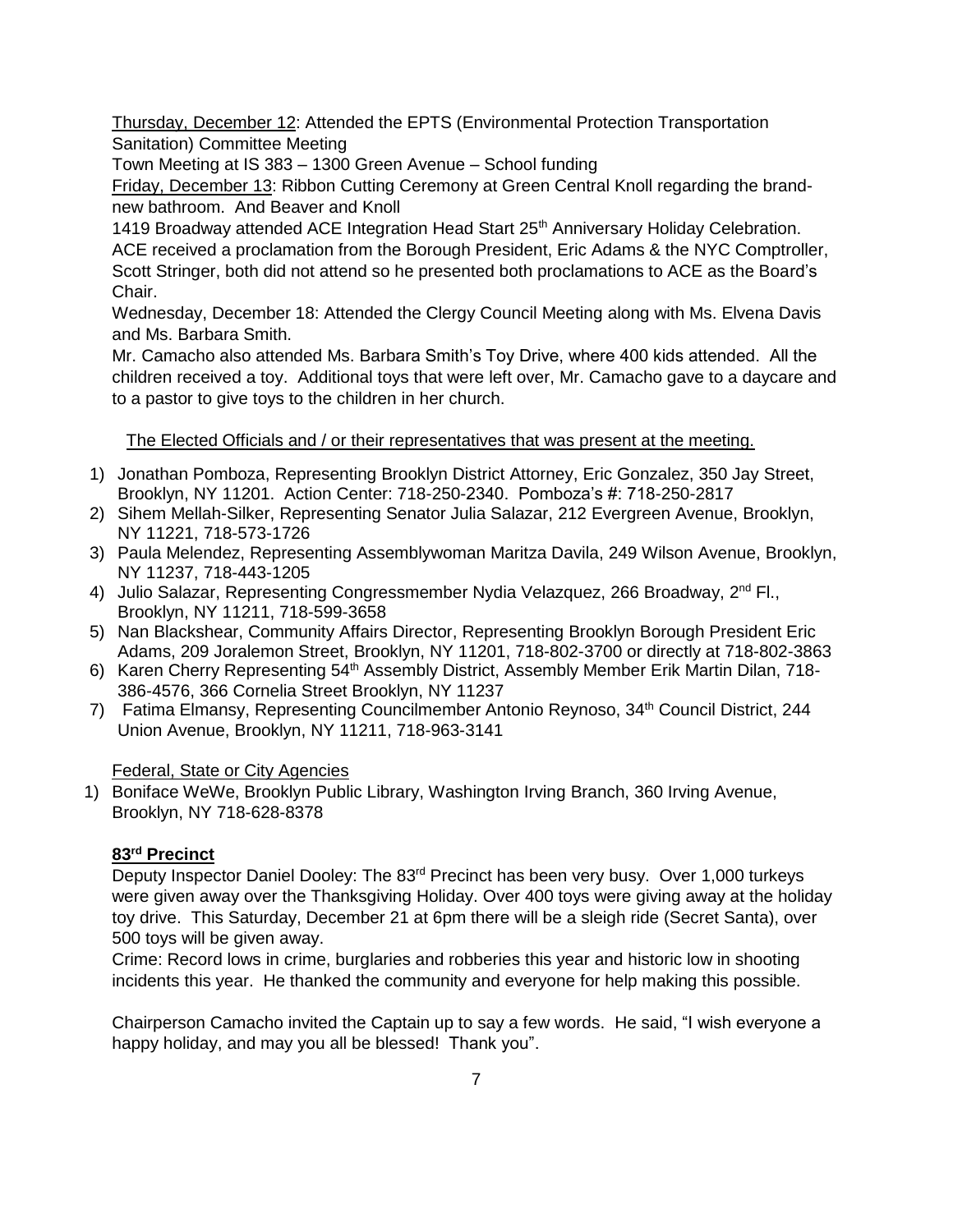Thursday, December 12: Attended the EPTS (Environmental Protection Transportation Sanitation) Committee Meeting

Town Meeting at IS 383 – 1300 Green Avenue – School funding

Friday, December 13: Ribbon Cutting Ceremony at Green Central Knoll regarding the brand-new bathroom. And Beaver and Knoll

1419 Broadway attended ACE Integration Head Start 25th Anniversary Holiday Celebration. ACE received a proclamation from the Borough President, Eric Adams & the NYC Comptroller, Scott Stringer, both did not attend so he presented both proclamations to ACE as the Board's Chair.

Wednesday, December 18: Attended the Clergy Council Meeting along with Ms. Elvena Davis and Ms. Barbara Smith.

Mr. Camacho also attended Ms. Barbara Smith's Toy Drive, where 400 kids attended. All the children received a toy. Additional toys that were left over, Mr. Camacho gave to a daycare and to a pastor to give toys to the children in her church.

The Elected Officials and / or their representatives that was present at the meeting.

1) Jonathan Pomboza, Representing Brooklyn District Attorney, Eric Gonzalez, 350 Jay Street, Brooklyn, NY 11201. Action Center: 718-250-2340. Pomboza's #: 718-250-2817
2) Sihem Mellah-Silker, Representing Senator Julia Salazar, 212 Evergreen Avenue, Brooklyn, NY 11221, 718-573-1726
3) Paula Melendez, Representing Assemblywoman Maritza Davila, 249 Wilson Avenue, Brooklyn, NY 11237, 718-443-1205
4) Julio Salazar, Representing Congressmember Nydia Velazquez, 266 Broadway, 2nd Fl., Brooklyn, NY 11211, 718-599-3658
5) Nan Blackshear, Community Affairs Director, Representing Brooklyn Borough President Eric Adams, 209 Joralemon Street, Brooklyn, NY 11201, 718-802-3700 or directly at 718-802-3863
6) Karen Cherry Representing 54th Assembly District, Assembly Member Erik Martin Dilan, 718-386-4576, 366 Cornelia Street Brooklyn, NY 11237
7) Fatima Elmansy, Representing Councilmember Antonio Reynoso, 34th Council District, 244 Union Avenue, Brooklyn, NY 11211, 718-963-3141

Federal, State or City Agencies

1) Boniface WeWe, Brooklyn Public Library, Washington Irving Branch, 360 Irving Avenue, Brooklyn, NY 718-628-8378

**83rd Precinct**

Deputy Inspector Daniel Dooley: The 83rd Precinct has been very busy. Over 1,000 turkeys were given away over the Thanksgiving Holiday. Over 400 toys were giving away at the holiday toy drive. This Saturday, December 21 at 6pm there will be a sleigh ride (Secret Santa), over 500 toys will be given away.

Crime: Record lows in crime, burglaries and robberies this year and historic low in shooting incidents this year. He thanked the community and everyone for help making this possible.

Chairperson Camacho invited the Captain up to say a few words. He said, "I wish everyone a happy holiday, and may you all be blessed! Thank you".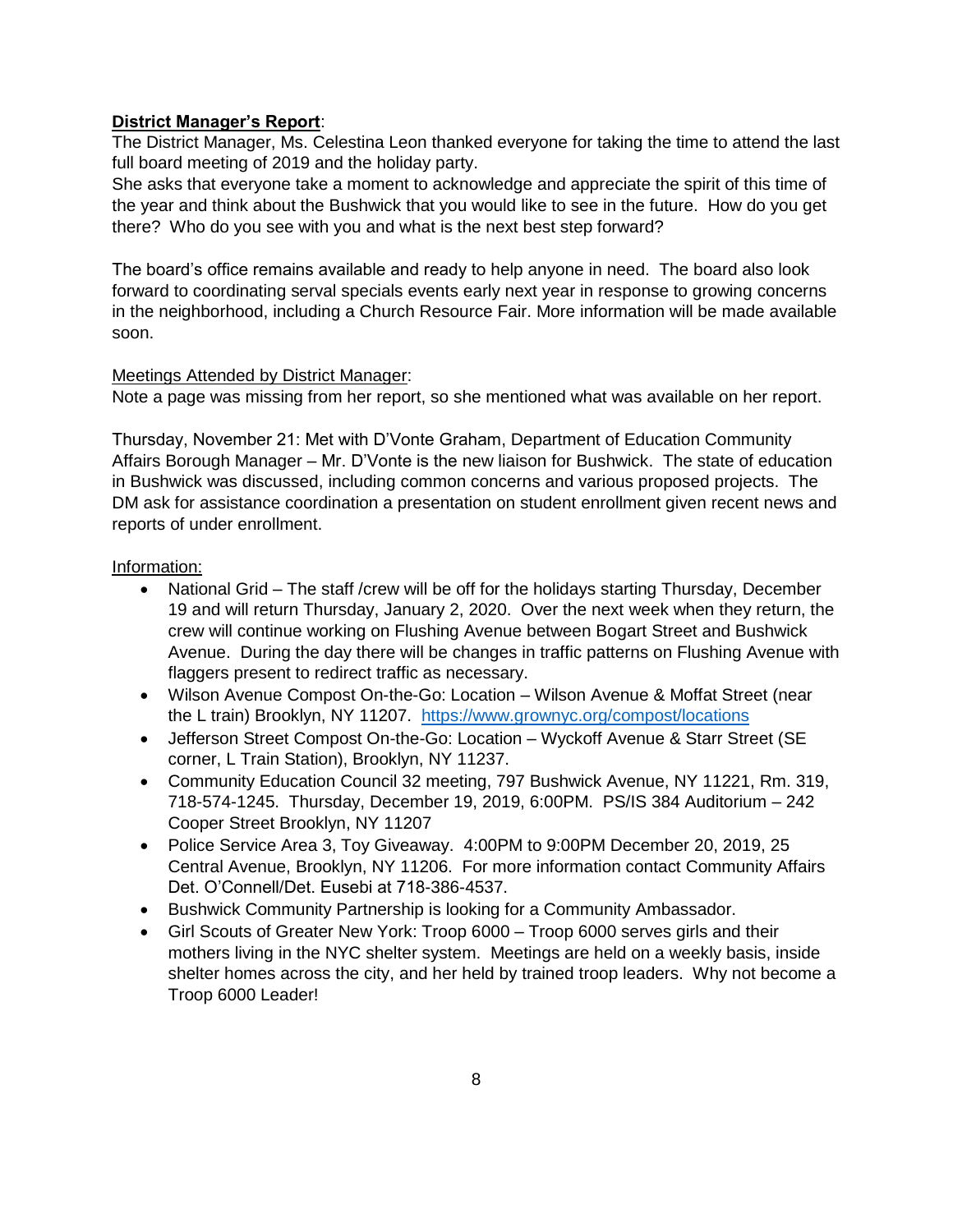**<u>District Manager's Report</u>**:

The District Manager, Ms. Celestina Leon thanked everyone for taking the time to attend the last full board meeting of 2019 and the holiday party.
She asks that everyone take a moment to acknowledge and appreciate the spirit of this time of the year and think about the Bushwick that you would like to see in the future. How do you get there? Who do you see with you and what is the next best step forward?

The board's office remains available and ready to help anyone in need. The board also look forward to coordinating serval specials events early next year in response to growing concerns in the neighborhood, including a Church Resource Fair. More information will be made available soon.

<u>Meetings Attended by District Manager</u>:

Note a page was missing from her report, so she mentioned what was available on her report.

Thursday, November 21: Met with D'Vonte Graham, Department of Education Community Affairs Borough Manager – Mr. D'Vonte is the new liaison for Bushwick. The state of education in Bushwick was discussed, including common concerns and various proposed projects. The DM ask for assistance coordination a presentation on student enrollment given recent news and reports of under enrollment.

<u>Information:</u>

- National Grid – The staff /crew will be off for the holidays starting Thursday, December 19 and will return Thursday, January 2, 2020. Over the next week when they return, the crew will continue working on Flushing Avenue between Bogart Street and Bushwick Avenue. During the day there will be changes in traffic patterns on Flushing Avenue with flaggers present to redirect traffic as necessary.
- Wilson Avenue Compost On-the-Go: Location – Wilson Avenue & Moffat Street (near the L train) Brooklyn, NY 11207. https://www.grownyc.org/compost/locations
- Jefferson Street Compost On-the-Go: Location – Wyckoff Avenue & Starr Street (SE corner, L Train Station), Brooklyn, NY 11237.
- Community Education Council 32 meeting, 797 Bushwick Avenue, NY 11221, Rm. 319, 718-574-1245. Thursday, December 19, 2019, 6:00PM. PS/IS 384 Auditorium – 242 Cooper Street Brooklyn, NY 11207
- Police Service Area 3, Toy Giveaway. 4:00PM to 9:00PM December 20, 2019, 25 Central Avenue, Brooklyn, NY 11206. For more information contact Community Affairs Det. O'Connell/Det. Eusebi at 718-386-4537.
- Bushwick Community Partnership is looking for a Community Ambassador.
- Girl Scouts of Greater New York: Troop 6000 – Troop 6000 serves girls and their mothers living in the NYC shelter system. Meetings are held on a weekly basis, inside shelter homes across the city, and her held by trained troop leaders. Why not become a Troop 6000 Leader!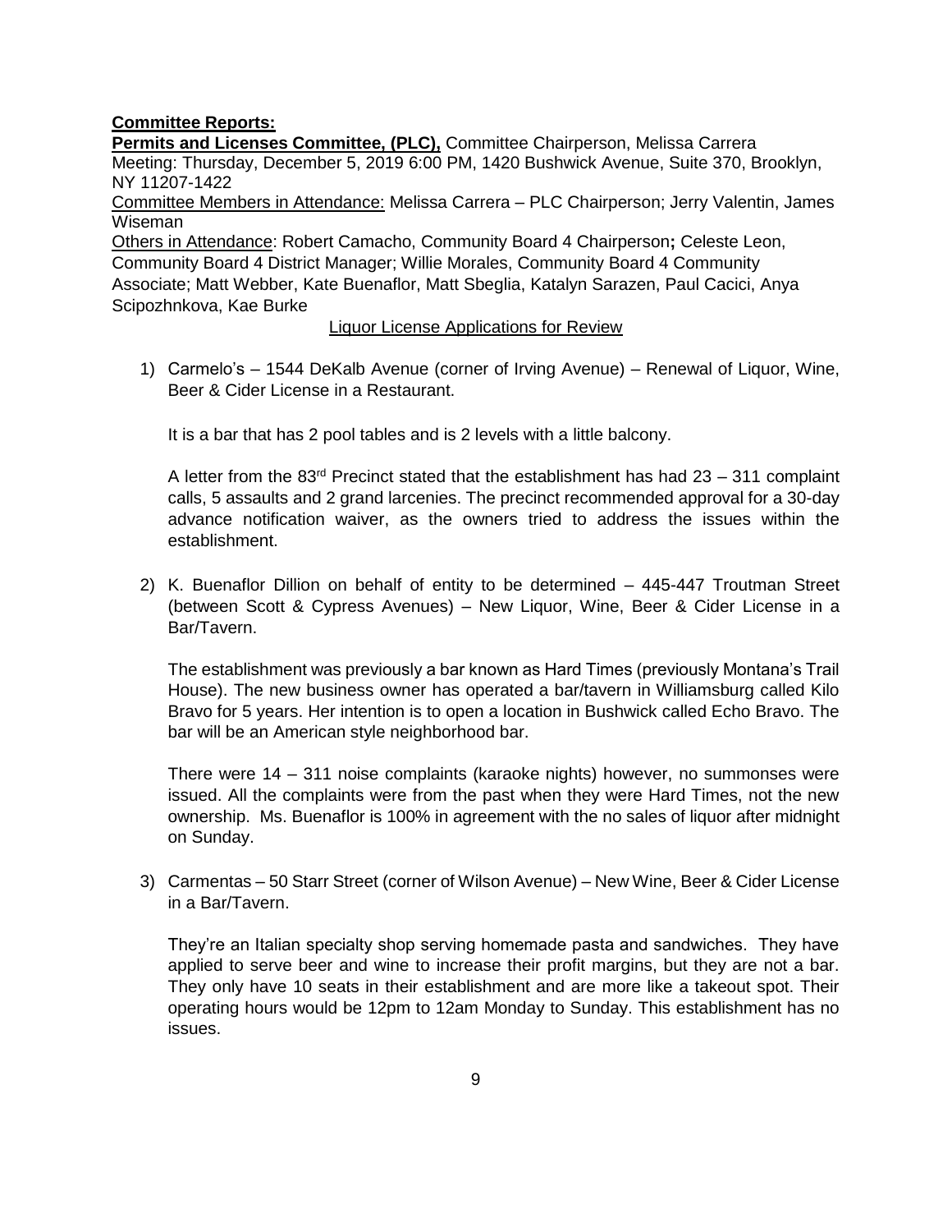**Committee Reports:**

**Permits and Licenses Committee, (PLC),** Committee Chairperson, Melissa Carrera
Meeting: Thursday, December 5, 2019 6:00 PM, 1420 Bushwick Avenue, Suite 370, Brooklyn, NY 11207-1422

Committee Members in Attendance: Melissa Carrera – PLC Chairperson; Jerry Valentin, James Wiseman

Others in Attendance: Robert Camacho, Community Board 4 Chairperson**;** Celeste Leon, Community Board 4 District Manager; Willie Morales, Community Board 4 Community Associate; Matt Webber, Kate Buenaflor, Matt Sbeglia, Katalyn Sarazen, Paul Cacici, Anya Scipozhnkova, Kae Burke

Liquor License Applications for Review

1) Carmelo's – 1544 DeKalb Avenue (corner of Irving Avenue) – Renewal of Liquor, Wine, Beer & Cider License in a Restaurant.

   It is a bar that has 2 pool tables and is 2 levels with a little balcony.

   A letter from the 83rd Precinct stated that the establishment has had 23 – 311 complaint calls, 5 assaults and 2 grand larcenies. The precinct recommended approval for a 30-day advance notification waiver, as the owners tried to address the issues within the establishment.

2) K. Buenaflor Dillion on behalf of entity to be determined – 445-447 Troutman Street (between Scott & Cypress Avenues) – New Liquor, Wine, Beer & Cider License in a Bar/Tavern.

   The establishment was previously a bar known as Hard Times (previously Montana's Trail House). The new business owner has operated a bar/tavern in Williamsburg called Kilo Bravo for 5 years. Her intention is to open a location in Bushwick called Echo Bravo. The bar will be an American style neighborhood bar.

   There were 14 – 311 noise complaints (karaoke nights) however, no summonses were issued. All the complaints were from the past when they were Hard Times, not the new ownership. Ms. Buenaflor is 100% in agreement with the no sales of liquor after midnight on Sunday.

3) Carmentas – 50 Starr Street (corner of Wilson Avenue) – New Wine, Beer & Cider License in a Bar/Tavern.

   They're an Italian specialty shop serving homemade pasta and sandwiches. They have applied to serve beer and wine to increase their profit margins, but they are not a bar. They only have 10 seats in their establishment and are more like a takeout spot. Their operating hours would be 12pm to 12am Monday to Sunday. This establishment has no issues.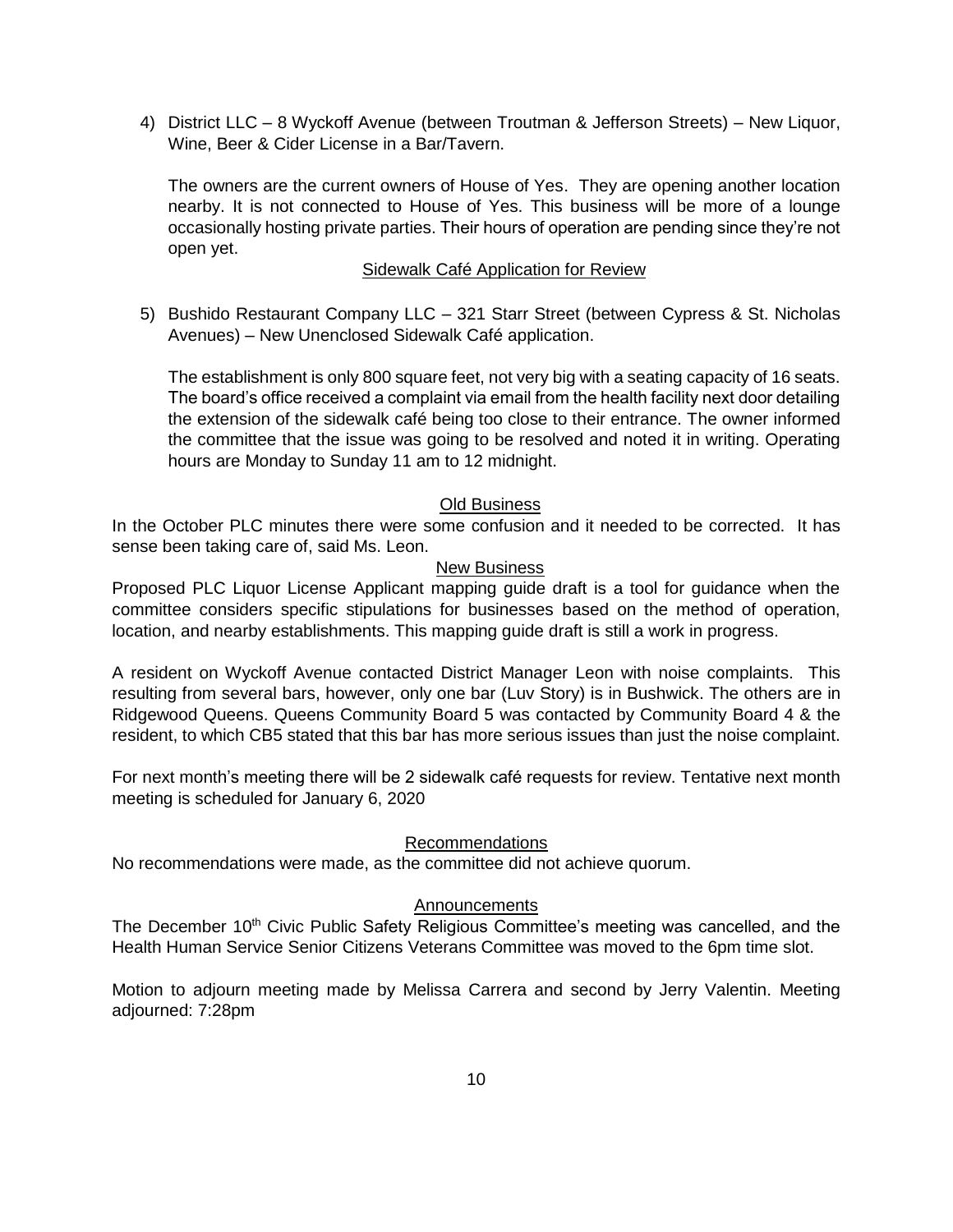4) District LLC – 8 Wyckoff Avenue (between Troutman & Jefferson Streets) – New Liquor, Wine, Beer & Cider License in a Bar/Tavern.

   The owners are the current owners of House of Yes. They are opening another location nearby. It is not connected to House of Yes. This business will be more of a lounge occasionally hosting private parties. Their hours of operation are pending since they're not open yet.

<u>Sidewalk Café Application for Review</u>

5) Bushido Restaurant Company LLC – 321 Starr Street (between Cypress & St. Nicholas Avenues) – New Unenclosed Sidewalk Café application.

   The establishment is only 800 square feet, not very big with a seating capacity of 16 seats. The board's office received a complaint via email from the health facility next door detailing the extension of the sidewalk café being too close to their entrance. The owner informed the committee that the issue was going to be resolved and noted it in writing. Operating hours are Monday to Sunday 11 am to 12 midnight.

<u>Old Business</u>

In the October PLC minutes there were some confusion and it needed to be corrected. It has sense been taking care of, said Ms. Leon.

<u>New Business</u>

Proposed PLC Liquor License Applicant mapping guide draft is a tool for guidance when the committee considers specific stipulations for businesses based on the method of operation, location, and nearby establishments. This mapping guide draft is still a work in progress.

A resident on Wyckoff Avenue contacted District Manager Leon with noise complaints. This resulting from several bars, however, only one bar (Luv Story) is in Bushwick. The others are in Ridgewood Queens. Queens Community Board 5 was contacted by Community Board 4 & the resident, to which CB5 stated that this bar has more serious issues than just the noise complaint.

For next month's meeting there will be 2 sidewalk café requests for review. Tentative next month meeting is scheduled for January 6, 2020

<u>Recommendations</u>

No recommendations were made, as the committee did not achieve quorum.

<u>Announcements</u>

The December 10th Civic Public Safety Religious Committee's meeting was cancelled, and the Health Human Service Senior Citizens Veterans Committee was moved to the 6pm time slot.

Motion to adjourn meeting made by Melissa Carrera and second by Jerry Valentin. Meeting adjourned: 7:28pm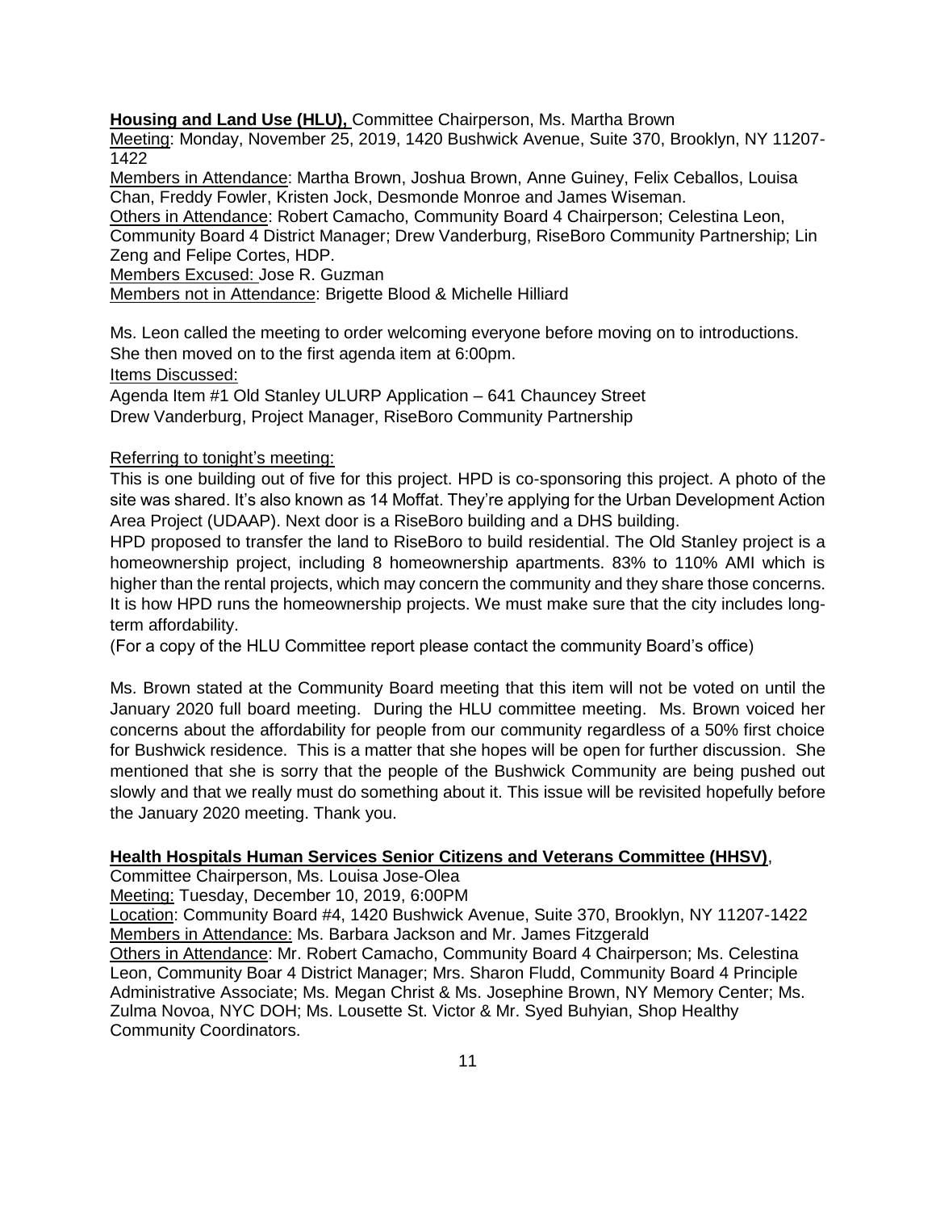**Housing and Land Use (HLU),** Committee Chairperson, Ms. Martha Brown

Meeting: Monday, November 25, 2019, 1420 Bushwick Avenue, Suite 370, Brooklyn, NY 11207-1422

Members in Attendance: Martha Brown, Joshua Brown, Anne Guiney, Felix Ceballos, Louisa Chan, Freddy Fowler, Kristen Jock, Desmonde Monroe and James Wiseman.

Others in Attendance: Robert Camacho, Community Board 4 Chairperson; Celestina Leon, Community Board 4 District Manager; Drew Vanderburg, RiseBoro Community Partnership; Lin Zeng and Felipe Cortes, HDP.

Members Excused: Jose R. Guzman

Members not in Attendance: Brigette Blood & Michelle Hilliard

Ms. Leon called the meeting to order welcoming everyone before moving on to introductions. She then moved on to the first agenda item at 6:00pm.

Items Discussed:

Agenda Item #1 Old Stanley ULURP Application – 641 Chauncey Street
Drew Vanderburg, Project Manager, RiseBoro Community Partnership

Referring to tonight's meeting:

This is one building out of five for this project. HPD is co-sponsoring this project. A photo of the site was shared. It's also known as 14 Moffat. They're applying for the Urban Development Action Area Project (UDAAP). Next door is a RiseBoro building and a DHS building.

HPD proposed to transfer the land to RiseBoro to build residential. The Old Stanley project is a homeownership project, including 8 homeownership apartments. 83% to 110% AMI which is higher than the rental projects, which may concern the community and they share those concerns. It is how HPD runs the homeownership projects. We must make sure that the city includes long-term affordability.

(For a copy of the HLU Committee report please contact the community Board's office)

Ms. Brown stated at the Community Board meeting that this item will not be voted on until the January 2020 full board meeting. During the HLU committee meeting. Ms. Brown voiced her concerns about the affordability for people from our community regardless of a 50% first choice for Bushwick residence. This is a matter that she hopes will be open for further discussion. She mentioned that she is sorry that the people of the Bushwick Community are being pushed out slowly and that we really must do something about it. This issue will be revisited hopefully before the January 2020 meeting. Thank you.

**Health Hospitals Human Services Senior Citizens and Veterans Committee (HHSV)**,

Committee Chairperson, Ms. Louisa Jose-Olea

Meeting: Tuesday, December 10, 2019, 6:00PM

Location: Community Board #4, 1420 Bushwick Avenue, Suite 370, Brooklyn, NY 11207-1422

Members in Attendance: Ms. Barbara Jackson and Mr. James Fitzgerald

Others in Attendance: Mr. Robert Camacho, Community Board 4 Chairperson; Ms. Celestina Leon, Community Boar 4 District Manager; Mrs. Sharon Fludd, Community Board 4 Principle Administrative Associate; Ms. Megan Christ & Ms. Josephine Brown, NY Memory Center; Ms. Zulma Novoa, NYC DOH; Ms. Lousette St. Victor & Mr. Syed Buhyian, Shop Healthy Community Coordinators.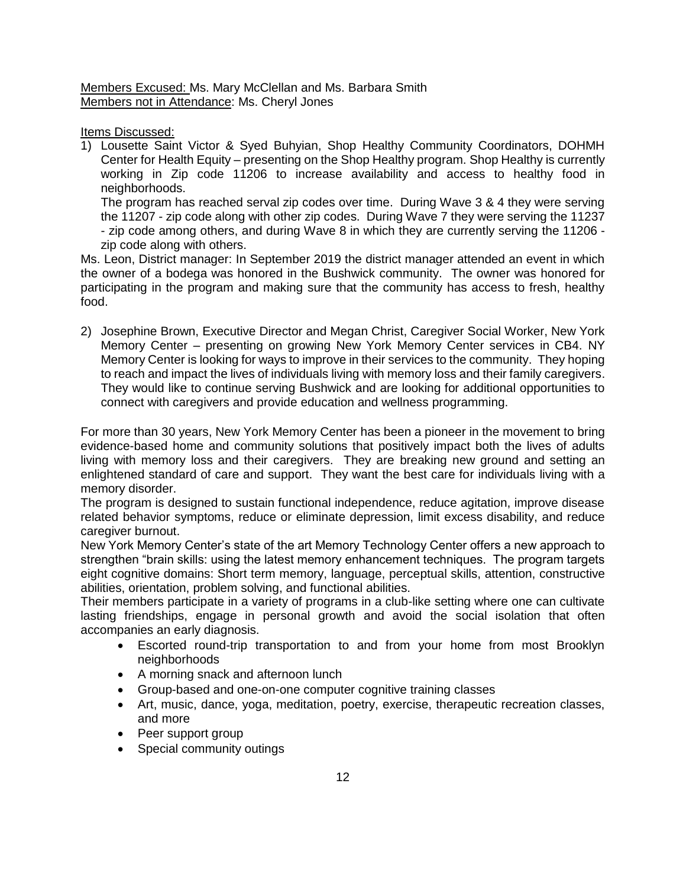Members Excused: Ms. Mary McClellan and Ms. Barbara Smith
Members not in Attendance: Ms. Cheryl Jones

Items Discussed:

1) Lousette Saint Victor & Syed Buhyian, Shop Healthy Community Coordinators, DOHMH Center for Health Equity – presenting on the Shop Healthy program. Shop Healthy is currently working in Zip code 11206 to increase availability and access to healthy food in neighborhoods.
   The program has reached serval zip codes over time. During Wave 3 & 4 they were serving the 11207 - zip code along with other zip codes. During Wave 7 they were serving the 11237 - zip code among others, and during Wave 8 in which they are currently serving the 11206 - zip code along with others.

Ms. Leon, District manager: In September 2019 the district manager attended an event in which the owner of a bodega was honored in the Bushwick community. The owner was honored for participating in the program and making sure that the community has access to fresh, healthy food.

2) Josephine Brown, Executive Director and Megan Christ, Caregiver Social Worker, New York Memory Center – presenting on growing New York Memory Center services in CB4. NY Memory Center is looking for ways to improve in their services to the community. They hoping to reach and impact the lives of individuals living with memory loss and their family caregivers. They would like to continue serving Bushwick and are looking for additional opportunities to connect with caregivers and provide education and wellness programming.

For more than 30 years, New York Memory Center has been a pioneer in the movement to bring evidence-based home and community solutions that positively impact both the lives of adults living with memory loss and their caregivers. They are breaking new ground and setting an enlightened standard of care and support. They want the best care for individuals living with a memory disorder.

The program is designed to sustain functional independence, reduce agitation, improve disease related behavior symptoms, reduce or eliminate depression, limit excess disability, and reduce caregiver burnout.

New York Memory Center's state of the art Memory Technology Center offers a new approach to strengthen "brain skills: using the latest memory enhancement techniques. The program targets eight cognitive domains: Short term memory, language, perceptual skills, attention, constructive abilities, orientation, problem solving, and functional abilities.

Their members participate in a variety of programs in a club-like setting where one can cultivate lasting friendships, engage in personal growth and avoid the social isolation that often accompanies an early diagnosis.

- Escorted round-trip transportation to and from your home from most Brooklyn neighborhoods
- A morning snack and afternoon lunch
- Group-based and one-on-one computer cognitive training classes
- Art, music, dance, yoga, meditation, poetry, exercise, therapeutic recreation classes, and more
- Peer support group
- Special community outings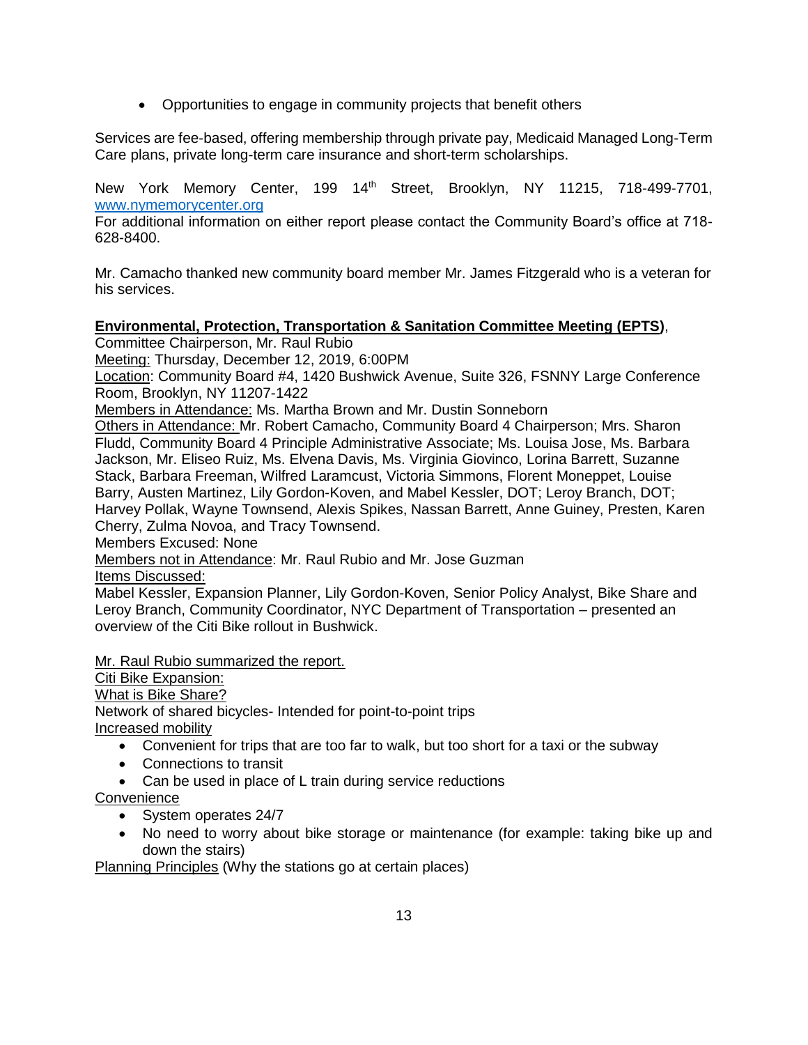- Opportunities to engage in community projects that benefit others

Services are fee-based, offering membership through private pay, Medicaid Managed Long-Term Care plans, private long-term care insurance and short-term scholarships.

New York Memory Center, 199 14th Street, Brooklyn, NY 11215, 718-499-7701, www.nymemorycenter.org
For additional information on either report please contact the Community Board's office at 718-628-8400.

Mr. Camacho thanked new community board member Mr. James Fitzgerald who is a veteran for his services.

**Environmental, Protection, Transportation & Sanitation Committee Meeting (EPTS)**, Committee Chairperson, Mr. Raul Rubio
Meeting: Thursday, December 12, 2019, 6:00PM
Location: Community Board #4, 1420 Bushwick Avenue, Suite 326, FSNNY Large Conference Room, Brooklyn, NY 11207-1422
Members in Attendance: Ms. Martha Brown and Mr. Dustin Sonneborn
Others in Attendance: Mr. Robert Camacho, Community Board 4 Chairperson; Mrs. Sharon Fludd, Community Board 4 Principle Administrative Associate; Ms. Louisa Jose, Ms. Barbara Jackson, Mr. Eliseo Ruiz, Ms. Elvena Davis, Ms. Virginia Giovinco, Lorina Barrett, Suzanne Stack, Barbara Freeman, Wilfred Laramcust, Victoria Simmons, Florent Moneppet, Louise Barry, Austen Martinez, Lily Gordon-Koven, and Mabel Kessler, DOT; Leroy Branch, DOT; Harvey Pollak, Wayne Townsend, Alexis Spikes, Nassan Barrett, Anne Guiney, Presten, Karen Cherry, Zulma Novoa, and Tracy Townsend.
Members Excused: None
Members not in Attendance: Mr. Raul Rubio and Mr. Jose Guzman
Items Discussed:
Mabel Kessler, Expansion Planner, Lily Gordon-Koven, Senior Policy Analyst, Bike Share and Leroy Branch, Community Coordinator, NYC Department of Transportation – presented an overview of the Citi Bike rollout in Bushwick.

Mr. Raul Rubio summarized the report.
Citi Bike Expansion:
What is Bike Share?
Network of shared bicycles- Intended for point-to-point trips
Increased mobility

- Convenient for trips that are too far to walk, but too short for a taxi or the subway
- Connections to transit
- Can be used in place of L train during service reductions

Convenience

- System operates 24/7
- No need to worry about bike storage or maintenance (for example: taking bike up and down the stairs)

Planning Principles (Why the stations go at certain places)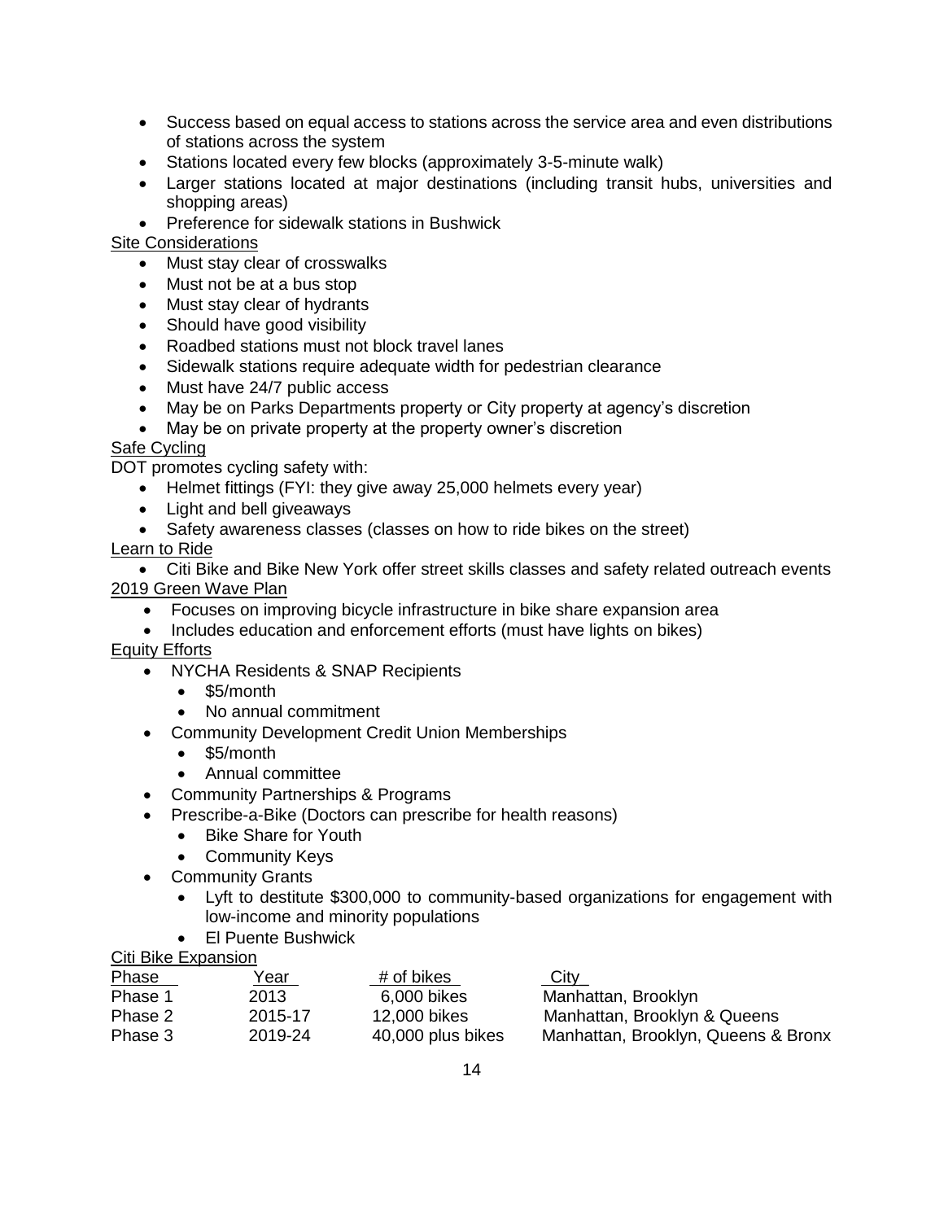- Success based on equal access to stations across the service area and even distributions of stations across the system
- Stations located every few blocks (approximately 3-5-minute walk)
- Larger stations located at major destinations (including transit hubs, universities and shopping areas)
- Preference for sidewalk stations in Bushwick

<u>Site Considerations</u>

- Must stay clear of crosswalks
- Must not be at a bus stop
- Must stay clear of hydrants
- Should have good visibility
- Roadbed stations must not block travel lanes
- Sidewalk stations require adequate width for pedestrian clearance
- Must have 24/7 public access
- May be on Parks Departments property or City property at agency's discretion
- May be on private property at the property owner's discretion

<u>Safe Cycling</u>

DOT promotes cycling safety with:

- Helmet fittings (FYI: they give away 25,000 helmets every year)
- Light and bell giveaways
- Safety awareness classes (classes on how to ride bikes on the street)

<u>Learn to Ride</u>

- Citi Bike and Bike New York offer street skills classes and safety related outreach events

<u>2019 Green Wave Plan</u>

- Focuses on improving bicycle infrastructure in bike share expansion area
- Includes education and enforcement efforts (must have lights on bikes)

<u>Equity Efforts</u>

- NYCHA Residents & SNAP Recipients
  - $5/month
  - No annual commitment
- Community Development Credit Union Memberships
  - $5/month
  - Annual committee
- Community Partnerships & Programs
- Prescribe-a-Bike (Doctors can prescribe for health reasons)
  - Bike Share for Youth
  - Community Keys
- Community Grants
  - Lyft to destitute $300,000 to community-based organizations for engagement with low-income and minority populations
  - El Puente Bushwick

<u>Citi Bike Expansion</u>

| Phase | Year | # of bikes | City |
|---|---|---|---|
| Phase 1 | 2013 | 6,000 bikes | Manhattan, Brooklyn |
| Phase 2 | 2015-17 | 12,000 bikes | Manhattan, Brooklyn & Queens |
| Phase 3 | 2019-24 | 40,000 plus bikes | Manhattan, Brooklyn, Queens & Bronx |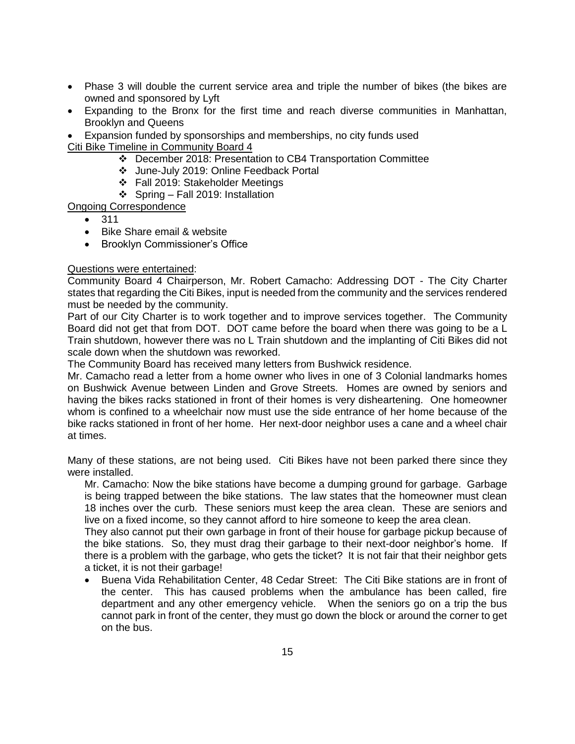- Phase 3 will double the current service area and triple the number of bikes (the bikes are owned and sponsored by Lyft
- Expanding to the Bronx for the first time and reach diverse communities in Manhattan, Brooklyn and Queens
- Expansion funded by sponsorships and memberships, no city funds used

Citi Bike Timeline in Community Board 4

- ❖ December 2018: Presentation to CB4 Transportation Committee
- ❖ June-July 2019: Online Feedback Portal
- ❖ Fall 2019: Stakeholder Meetings
- ❖ Spring – Fall 2019: Installation

Ongoing Correspondence

- 311
- Bike Share email & website
- Brooklyn Commissioner's Office

Questions were entertained:

Community Board 4 Chairperson, Mr. Robert Camacho: Addressing DOT - The City Charter states that regarding the Citi Bikes, input is needed from the community and the services rendered must be needed by the community.

Part of our City Charter is to work together and to improve services together. The Community Board did not get that from DOT. DOT came before the board when there was going to be a L Train shutdown, however there was no L Train shutdown and the implanting of Citi Bikes did not scale down when the shutdown was reworked.

The Community Board has received many letters from Bushwick residence.

Mr. Camacho read a letter from a home owner who lives in one of 3 Colonial landmarks homes on Bushwick Avenue between Linden and Grove Streets. Homes are owned by seniors and having the bikes racks stationed in front of their homes is very disheartening. One homeowner whom is confined to a wheelchair now must use the side entrance of her home because of the bike racks stationed in front of her home. Her next-door neighbor uses a cane and a wheel chair at times.

Many of these stations, are not being used. Citi Bikes have not been parked there since they were installed.

Mr. Camacho: Now the bike stations have become a dumping ground for garbage. Garbage is being trapped between the bike stations. The law states that the homeowner must clean 18 inches over the curb. These seniors must keep the area clean. These are seniors and live on a fixed income, so they cannot afford to hire someone to keep the area clean.

They also cannot put their own garbage in front of their house for garbage pickup because of the bike stations. So, they must drag their garbage to their next-door neighbor's home. If there is a problem with the garbage, who gets the ticket? It is not fair that their neighbor gets a ticket, it is not their garbage!

- Buena Vida Rehabilitation Center, 48 Cedar Street: The Citi Bike stations are in front of the center. This has caused problems when the ambulance has been called, fire department and any other emergency vehicle. When the seniors go on a trip the bus cannot park in front of the center, they must go down the block or around the corner to get on the bus.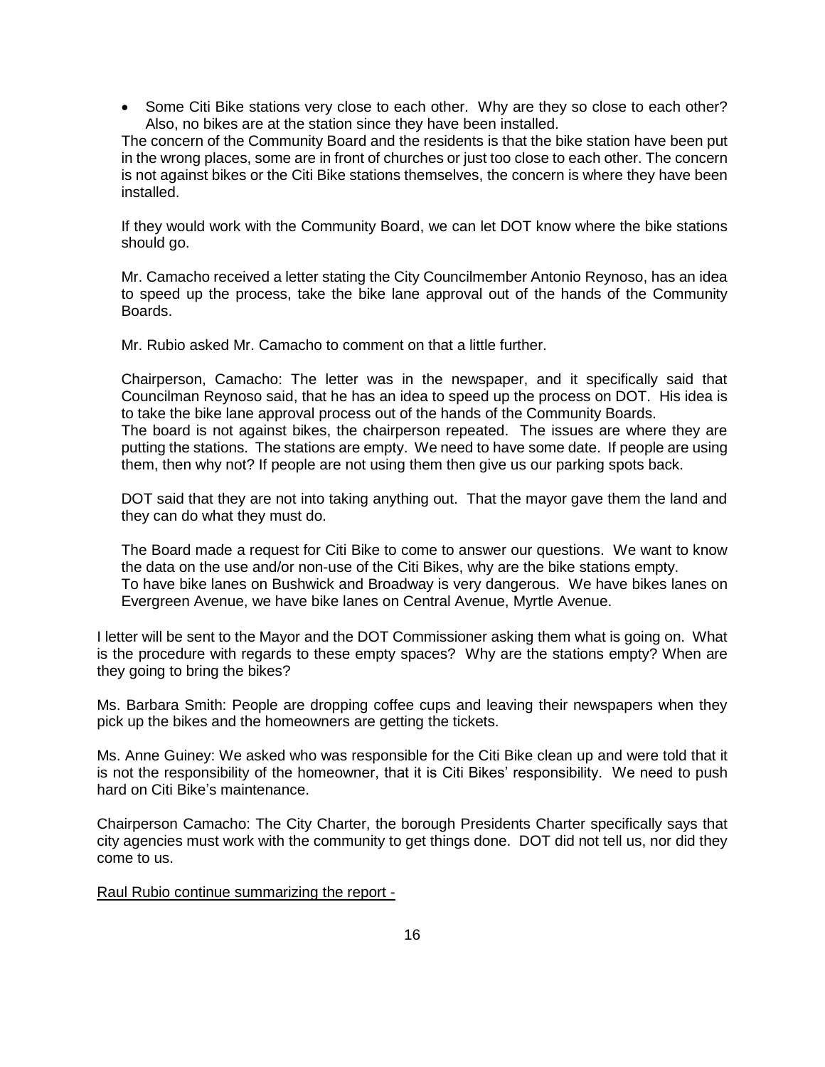- Some Citi Bike stations very close to each other. Why are they so close to each other? Also, no bikes are at the station since they have been installed.

The concern of the Community Board and the residents is that the bike station have been put in the wrong places, some are in front of churches or just too close to each other. The concern is not against bikes or the Citi Bike stations themselves, the concern is where they have been installed.

If they would work with the Community Board, we can let DOT know where the bike stations should go.

Mr. Camacho received a letter stating the City Councilmember Antonio Reynoso, has an idea to speed up the process, take the bike lane approval out of the hands of the Community Boards.

Mr. Rubio asked Mr. Camacho to comment on that a little further.

Chairperson, Camacho: The letter was in the newspaper, and it specifically said that Councilman Reynoso said, that he has an idea to speed up the process on DOT. His idea is to take the bike lane approval process out of the hands of the Community Boards.
The board is not against bikes, the chairperson repeated. The issues are where they are putting the stations. The stations are empty. We need to have some date. If people are using them, then why not? If people are not using them then give us our parking spots back.

DOT said that they are not into taking anything out. That the mayor gave them the land and they can do what they must do.

The Board made a request for Citi Bike to come to answer our questions. We want to know the data on the use and/or non-use of the Citi Bikes, why are the bike stations empty.
To have bike lanes on Bushwick and Broadway is very dangerous. We have bikes lanes on Evergreen Avenue, we have bike lanes on Central Avenue, Myrtle Avenue.

I letter will be sent to the Mayor and the DOT Commissioner asking them what is going on. What is the procedure with regards to these empty spaces? Why are the stations empty? When are they going to bring the bikes?

Ms. Barbara Smith: People are dropping coffee cups and leaving their newspapers when they pick up the bikes and the homeowners are getting the tickets.

Ms. Anne Guiney: We asked who was responsible for the Citi Bike clean up and were told that it is not the responsibility of the homeowner, that it is Citi Bikes' responsibility. We need to push hard on Citi Bike's maintenance.

Chairperson Camacho: The City Charter, the borough Presidents Charter specifically says that city agencies must work with the community to get things done. DOT did not tell us, nor did they come to us.

<u>Raul Rubio continue summarizing the report -</u>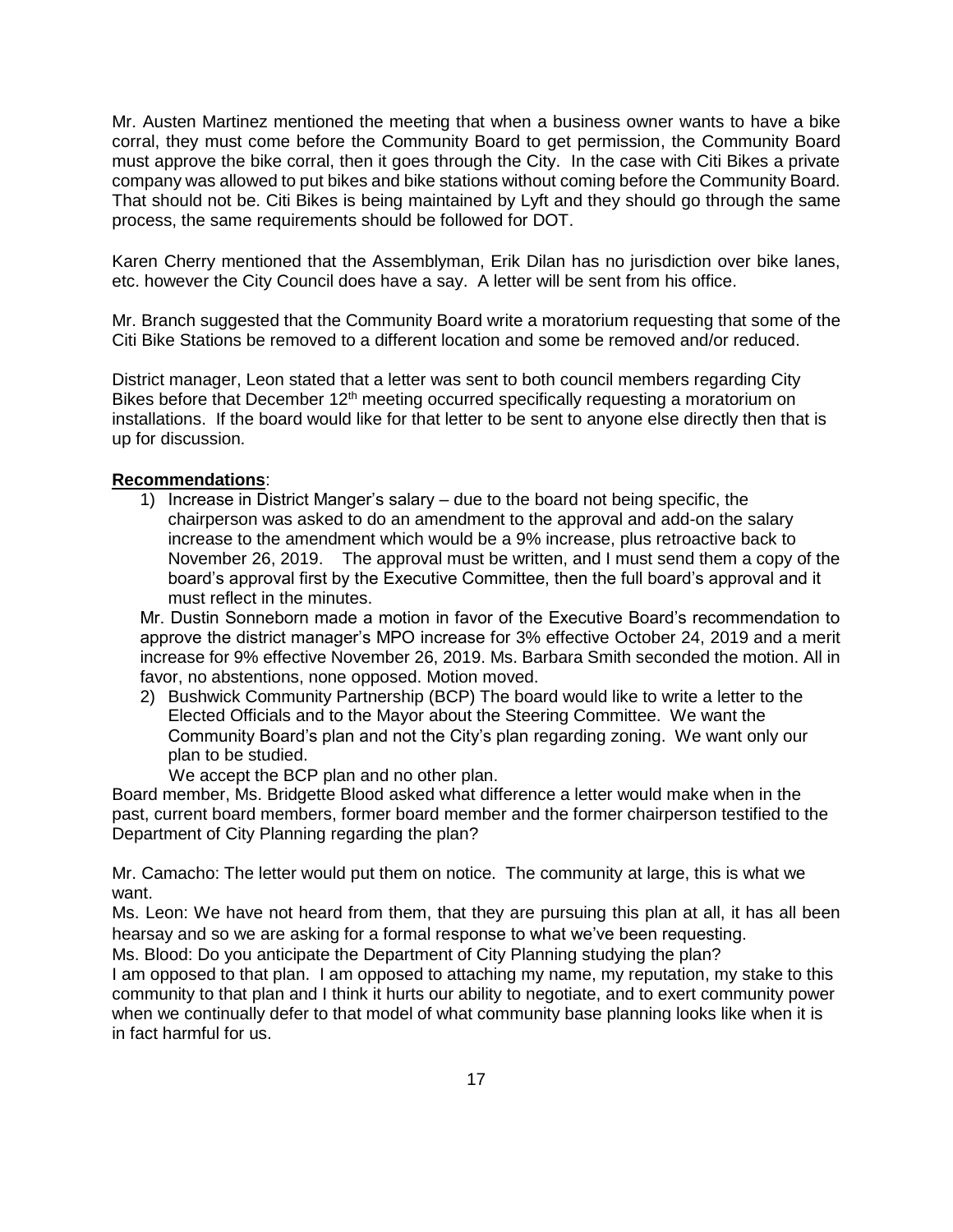Mr. Austen Martinez mentioned the meeting that when a business owner wants to have a bike corral, they must come before the Community Board to get permission, the Community Board must approve the bike corral, then it goes through the City. In the case with Citi Bikes a private company was allowed to put bikes and bike stations without coming before the Community Board. That should not be. Citi Bikes is being maintained by Lyft and they should go through the same process, the same requirements should be followed for DOT.

Karen Cherry mentioned that the Assemblyman, Erik Dilan has no jurisdiction over bike lanes, etc. however the City Council does have a say. A letter will be sent from his office.

Mr. Branch suggested that the Community Board write a moratorium requesting that some of the Citi Bike Stations be removed to a different location and some be removed and/or reduced.

District manager, Leon stated that a letter was sent to both council members regarding City Bikes before that December 12th meeting occurred specifically requesting a moratorium on installations. If the board would like for that letter to be sent to anyone else directly then that is up for discussion.

**Recommendations**:

1) Increase in District Manger's salary – due to the board not being specific, the chairperson was asked to do an amendment to the approval and add-on the salary increase to the amendment which would be a 9% increase, plus retroactive back to November 26, 2019. The approval must be written, and I must send them a copy of the board's approval first by the Executive Committee, then the full board's approval and it must reflect in the minutes.

Mr. Dustin Sonneborn made a motion in favor of the Executive Board's recommendation to approve the district manager's MPO increase for 3% effective October 24, 2019 and a merit increase for 9% effective November 26, 2019. Ms. Barbara Smith seconded the motion. All in favor, no abstentions, none opposed. Motion moved.

2) Bushwick Community Partnership (BCP) The board would like to write a letter to the Elected Officials and to the Mayor about the Steering Committee. We want the Community Board's plan and not the City's plan regarding zoning. We want only our plan to be studied.
   We accept the BCP plan and no other plan.

Board member, Ms. Bridgette Blood asked what difference a letter would make when in the past, current board members, former board member and the former chairperson testified to the Department of City Planning regarding the plan?

Mr. Camacho: The letter would put them on notice. The community at large, this is what we want.

Ms. Leon: We have not heard from them, that they are pursuing this plan at all, it has all been hearsay and so we are asking for a formal response to what we've been requesting.

Ms. Blood: Do you anticipate the Department of City Planning studying the plan?

I am opposed to that plan. I am opposed to attaching my name, my reputation, my stake to this community to that plan and I think it hurts our ability to negotiate, and to exert community power when we continually defer to that model of what community base planning looks like when it is in fact harmful for us.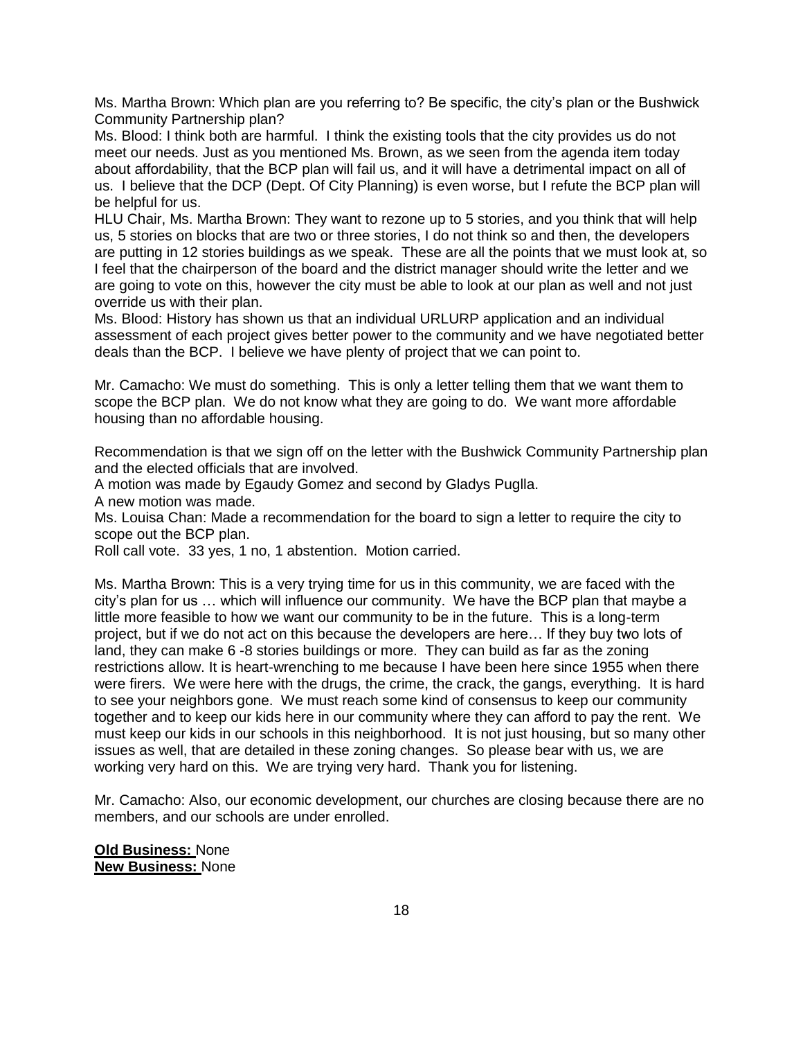Ms. Martha Brown: Which plan are you referring to? Be specific, the city's plan or the Bushwick Community Partnership plan?

Ms. Blood: I think both are harmful. I think the existing tools that the city provides us do not meet our needs. Just as you mentioned Ms. Brown, as we seen from the agenda item today about affordability, that the BCP plan will fail us, and it will have a detrimental impact on all of us. I believe that the DCP (Dept. Of City Planning) is even worse, but I refute the BCP plan will be helpful for us.

HLU Chair, Ms. Martha Brown: They want to rezone up to 5 stories, and you think that will help us, 5 stories on blocks that are two or three stories, I do not think so and then, the developers are putting in 12 stories buildings as we speak. These are all the points that we must look at, so I feel that the chairperson of the board and the district manager should write the letter and we are going to vote on this, however the city must be able to look at our plan as well and not just override us with their plan.

Ms. Blood: History has shown us that an individual URLURP application and an individual assessment of each project gives better power to the community and we have negotiated better deals than the BCP. I believe we have plenty of project that we can point to.

Mr. Camacho: We must do something. This is only a letter telling them that we want them to scope the BCP plan. We do not know what they are going to do. We want more affordable housing than no affordable housing.

Recommendation is that we sign off on the letter with the Bushwick Community Partnership plan and the elected officials that are involved.

A motion was made by Egaudy Gomez and second by Gladys Puglla.

A new motion was made.

Ms. Louisa Chan: Made a recommendation for the board to sign a letter to require the city to scope out the BCP plan.

Roll call vote. 33 yes, 1 no, 1 abstention. Motion carried.

Ms. Martha Brown: This is a very trying time for us in this community, we are faced with the city's plan for us … which will influence our community. We have the BCP plan that maybe a little more feasible to how we want our community to be in the future. This is a long-term project, but if we do not act on this because the developers are here… If they buy two lots of land, they can make 6 -8 stories buildings or more. They can build as far as the zoning restrictions allow. It is heart-wrenching to me because I have been here since 1955 when there were firers. We were here with the drugs, the crime, the crack, the gangs, everything. It is hard to see your neighbors gone. We must reach some kind of consensus to keep our community together and to keep our kids here in our community where they can afford to pay the rent. We must keep our kids in our schools in this neighborhood. It is not just housing, but so many other issues as well, that are detailed in these zoning changes. So please bear with us, we are working very hard on this. We are trying very hard. Thank you for listening.

Mr. Camacho: Also, our economic development, our churches are closing because there are no members, and our schools are under enrolled.

**Old Business:** None

**New Business:** None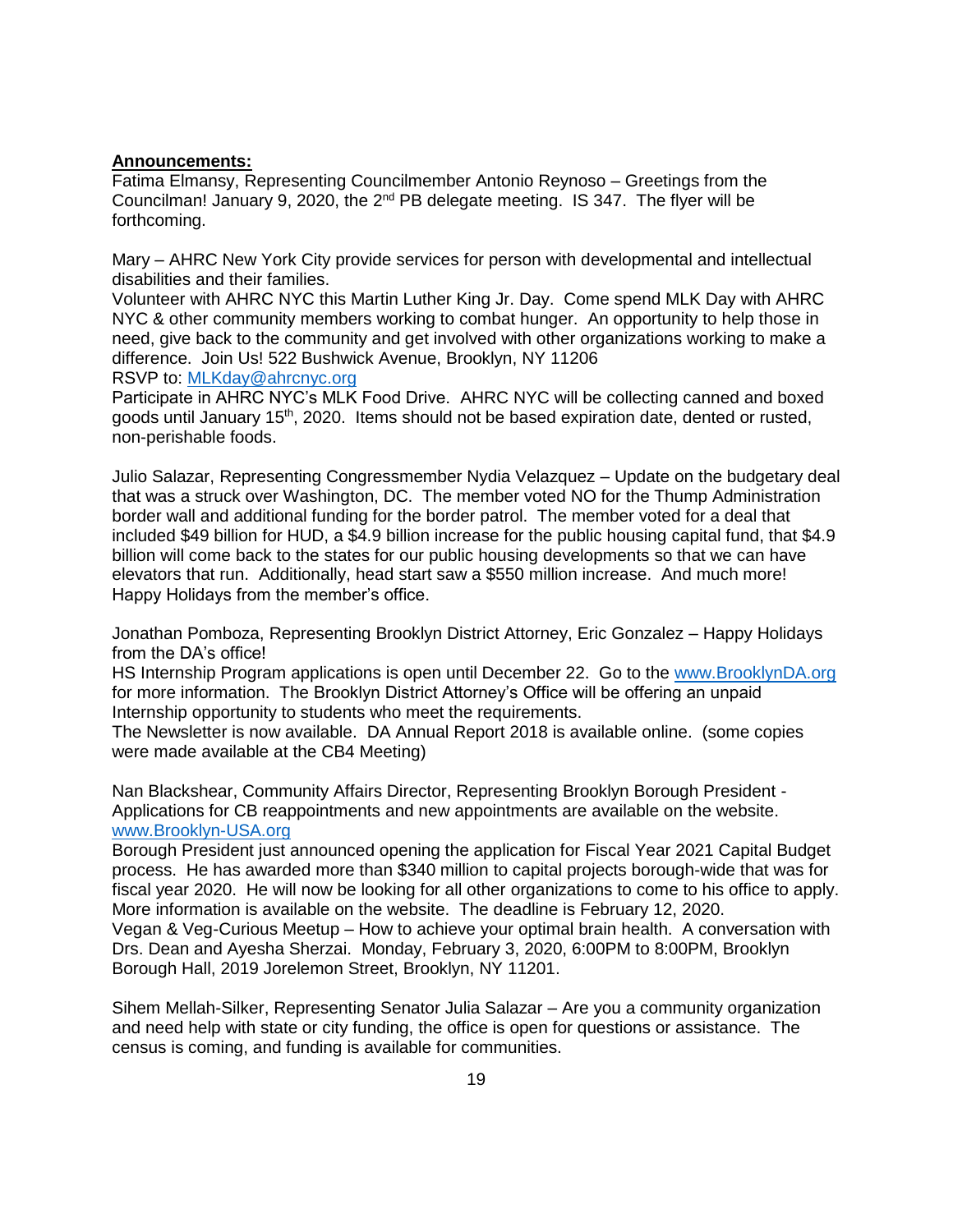**Announcements:**

Fatima Elmansy, Representing Councilmember Antonio Reynoso – Greetings from the Councilman! January 9, 2020, the 2nd PB delegate meeting. IS 347. The flyer will be forthcoming.

Mary – AHRC New York City provide services for person with developmental and intellectual disabilities and their families.
Volunteer with AHRC NYC this Martin Luther King Jr. Day. Come spend MLK Day with AHRC NYC & other community members working to combat hunger. An opportunity to help those in need, give back to the community and get involved with other organizations working to make a difference. Join Us! 522 Bushwick Avenue, Brooklyn, NY 11206
RSVP to: MLKday@ahrcnyc.org
Participate in AHRC NYC's MLK Food Drive. AHRC NYC will be collecting canned and boxed goods until January 15th, 2020. Items should not be based expiration date, dented or rusted, non-perishable foods.

Julio Salazar, Representing Congressmember Nydia Velazquez – Update on the budgetary deal that was a struck over Washington, DC. The member voted NO for the Thump Administration border wall and additional funding for the border patrol. The member voted for a deal that included $49 billion for HUD, a $4.9 billion increase for the public housing capital fund, that $4.9 billion will come back to the states for our public housing developments so that we can have elevators that run. Additionally, head start saw a $550 million increase. And much more! Happy Holidays from the member's office.

Jonathan Pomboza, Representing Brooklyn District Attorney, Eric Gonzalez – Happy Holidays from the DA's office!
HS Internship Program applications is open until December 22. Go to the www.BrooklynDA.org for more information. The Brooklyn District Attorney's Office will be offering an unpaid Internship opportunity to students who meet the requirements.
The Newsletter is now available. DA Annual Report 2018 is available online. (some copies were made available at the CB4 Meeting)

Nan Blackshear, Community Affairs Director, Representing Brooklyn Borough President - Applications for CB reappointments and new appointments are available on the website. www.Brooklyn-USA.org
Borough President just announced opening the application for Fiscal Year 2021 Capital Budget process. He has awarded more than $340 million to capital projects borough-wide that was for fiscal year 2020. He will now be looking for all other organizations to come to his office to apply. More information is available on the website. The deadline is February 12, 2020.
Vegan & Veg-Curious Meetup – How to achieve your optimal brain health. A conversation with Drs. Dean and Ayesha Sherzai. Monday, February 3, 2020, 6:00PM to 8:00PM, Brooklyn Borough Hall, 2019 Jorelemon Street, Brooklyn, NY 11201.

Sihem Mellah-Silker, Representing Senator Julia Salazar – Are you a community organization and need help with state or city funding, the office is open for questions or assistance. The census is coming, and funding is available for communities.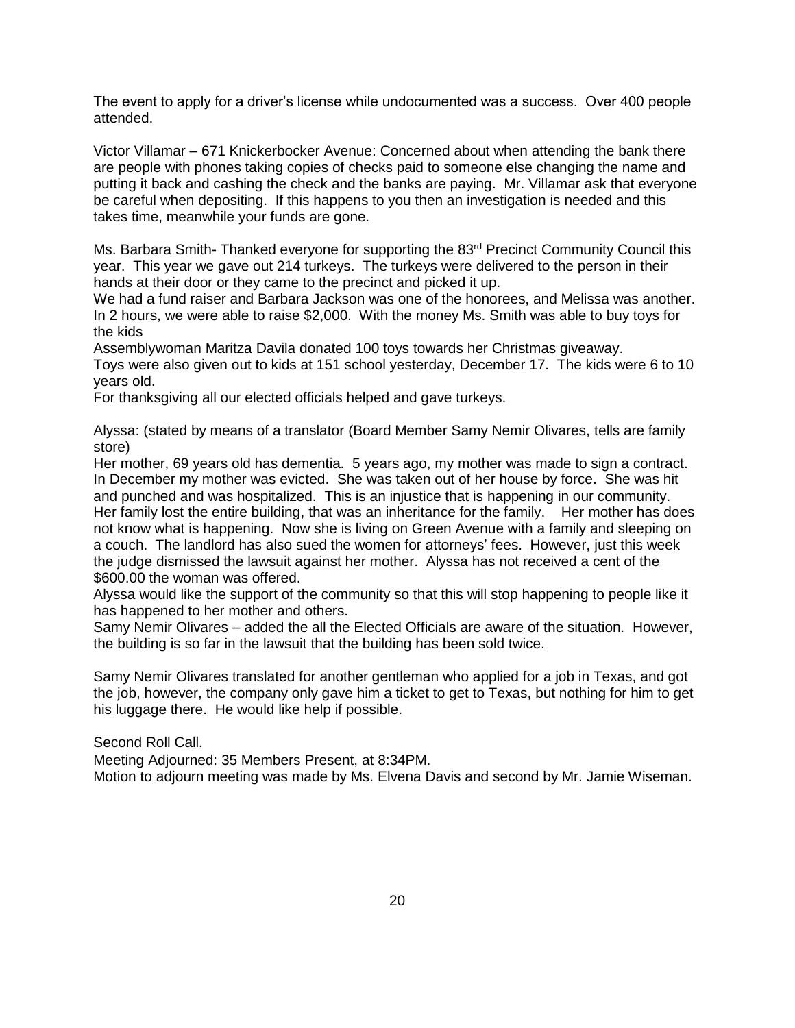The event to apply for a driver's license while undocumented was a success. Over 400 people attended.

Victor Villamar – 671 Knickerbocker Avenue: Concerned about when attending the bank there are people with phones taking copies of checks paid to someone else changing the name and putting it back and cashing the check and the banks are paying. Mr. Villamar ask that everyone be careful when depositing. If this happens to you then an investigation is needed and this takes time, meanwhile your funds are gone.

Ms. Barbara Smith- Thanked everyone for supporting the 83rd Precinct Community Council this year. This year we gave out 214 turkeys. The turkeys were delivered to the person in their hands at their door or they came to the precinct and picked it up.
We had a fund raiser and Barbara Jackson was one of the honorees, and Melissa was another. In 2 hours, we were able to raise $2,000. With the money Ms. Smith was able to buy toys for the kids
Assemblywoman Maritza Davila donated 100 toys towards her Christmas giveaway.
Toys were also given out to kids at 151 school yesterday, December 17. The kids were 6 to 10 years old.
For thanksgiving all our elected officials helped and gave turkeys.

Alyssa: (stated by means of a translator (Board Member Samy Nemir Olivares, tells are family store)
Her mother, 69 years old has dementia. 5 years ago, my mother was made to sign a contract. In December my mother was evicted. She was taken out of her house by force. She was hit and punched and was hospitalized. This is an injustice that is happening in our community. Her family lost the entire building, that was an inheritance for the family. Her mother has does not know what is happening. Now she is living on Green Avenue with a family and sleeping on a couch. The landlord has also sued the women for attorneys' fees. However, just this week the judge dismissed the lawsuit against her mother. Alyssa has not received a cent of the $600.00 the woman was offered.
Alyssa would like the support of the community so that this will stop happening to people like it has happened to her mother and others.
Samy Nemir Olivares – added the all the Elected Officials are aware of the situation. However, the building is so far in the lawsuit that the building has been sold twice.

Samy Nemir Olivares translated for another gentleman who applied for a job in Texas, and got the job, however, the company only gave him a ticket to get to Texas, but nothing for him to get his luggage there. He would like help if possible.

Second Roll Call.
Meeting Adjourned: 35 Members Present, at 8:34PM.
Motion to adjourn meeting was made by Ms. Elvena Davis and second by Mr. Jamie Wiseman.